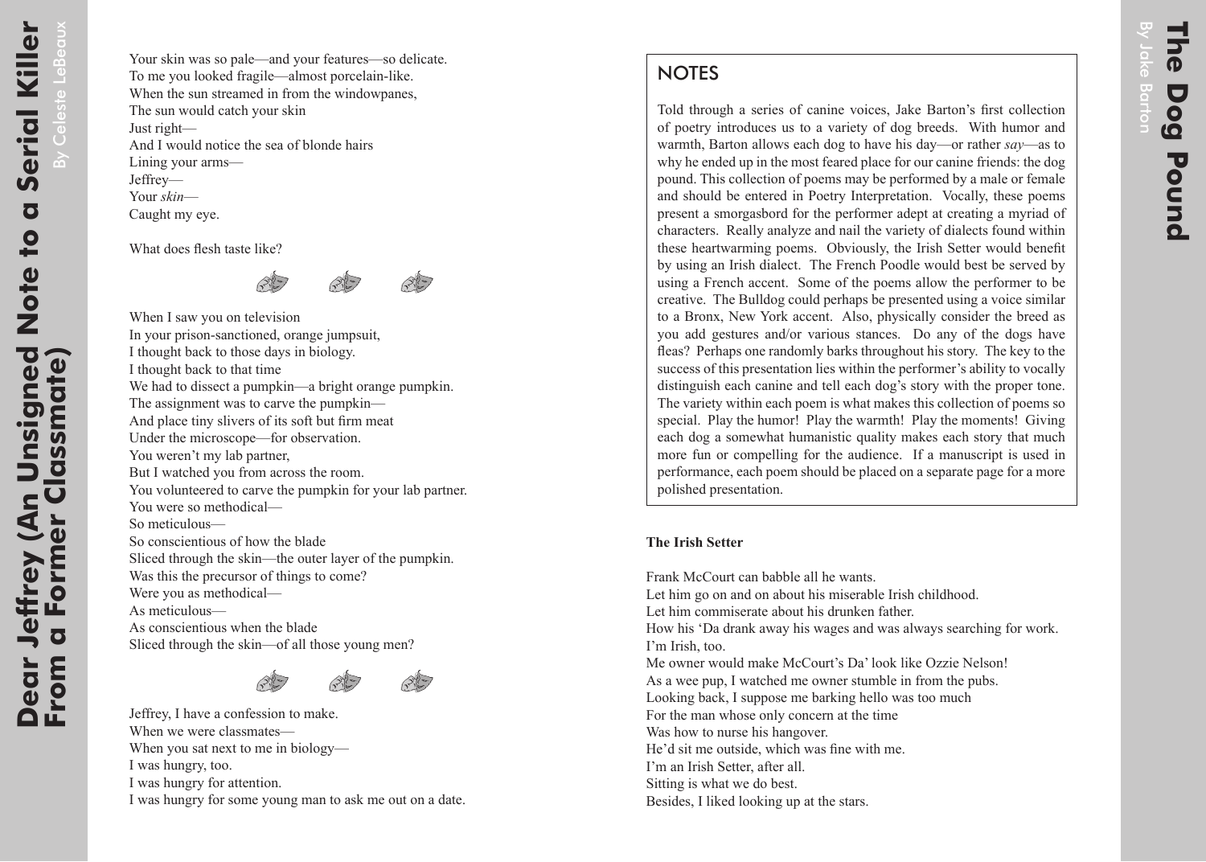# Dear Jeffrey (An Unsigned Note to a Serial Killer From a Former Classmate)

By Celeste LeBeaux

Your skin was so pale—and your features—so delicate.
To me you looked fragile—almost porcelain-like.
When the sun streamed in from the windowpanes,
The sun would catch your skin
Just right—
And I would notice the sea of blonde hairs
Lining your arms—
Jeffrey—
Your *skin*—
Caught my eye.

What does flesh taste like?

When I saw you on television
In your prison-sanctioned, orange jumpsuit,
I thought back to those days in biology.
I thought back to that time
We had to dissect a pumpkin—a bright orange pumpkin.
The assignment was to carve the pumpkin—
And place tiny slivers of its soft but firm meat
Under the microscope—for observation.
You weren't my lab partner,
But I watched you from across the room.
You volunteered to carve the pumpkin for your lab partner.
You were so methodical—
So meticulous—
So conscientious of how the blade
Sliced through the skin—the outer layer of the pumpkin.
Was this the precursor of things to come?
Were you as methodical—
As meticulous—
As conscientious when the blade
Sliced through the skin—of all those young men?

Jeffrey, I have a confession to make.
When we were classmates—
When you sat next to me in biology—
I was hungry, too.
I was hungry for attention.
I was hungry for some young man to ask me out on a date.

# The Dog Pound

By Jake Barton

## NOTES

Told through a series of canine voices, Jake Barton's first collection of poetry introduces us to a variety of dog breeds. With humor and warmth, Barton allows each dog to have his day—or rather *say*—as to why he ended up in the most feared place for our canine friends: the dog pound. This collection of poems may be performed by a male or female and should be entered in Poetry Interpretation. Vocally, these poems present a smorgasbord for the performer adept at creating a myriad of characters. Really analyze and nail the variety of dialects found within these heartwarming poems. Obviously, the Irish Setter would benefit by using an Irish dialect. The French Poodle would best be served by using a French accent. Some of the poems allow the performer to be creative. The Bulldog could perhaps be presented using a voice similar to a Bronx, New York accent. Also, physically consider the breed as you add gestures and/or various stances. Do any of the dogs have fleas? Perhaps one randomly barks throughout his story. The key to the success of this presentation lies within the performer's ability to vocally distinguish each canine and tell each dog's story with the proper tone. The variety within each poem is what makes this collection of poems so special. Play the humor! Play the warmth! Play the moments! Giving each dog a somewhat humanistic quality makes each story that much more fun or compelling for the audience. If a manuscript is used in performance, each poem should be placed on a separate page for a more polished presentation.

**The Irish Setter**

Frank McCourt can babble all he wants.
Let him go on and on about his miserable Irish childhood.
Let him commiserate about his drunken father.
How his 'Da drank away his wages and was always searching for work.
I'm Irish, too.
Me owner would make McCourt's Da' look like Ozzie Nelson!
As a wee pup, I watched me owner stumble in from the pubs.
Looking back, I suppose me barking hello was too much
For the man whose only concern at the time
Was how to nurse his hangover.
He'd sit me outside, which was fine with me.
I'm an Irish Setter, after all.
Sitting is what we do best.
Besides, I liked looking up at the stars.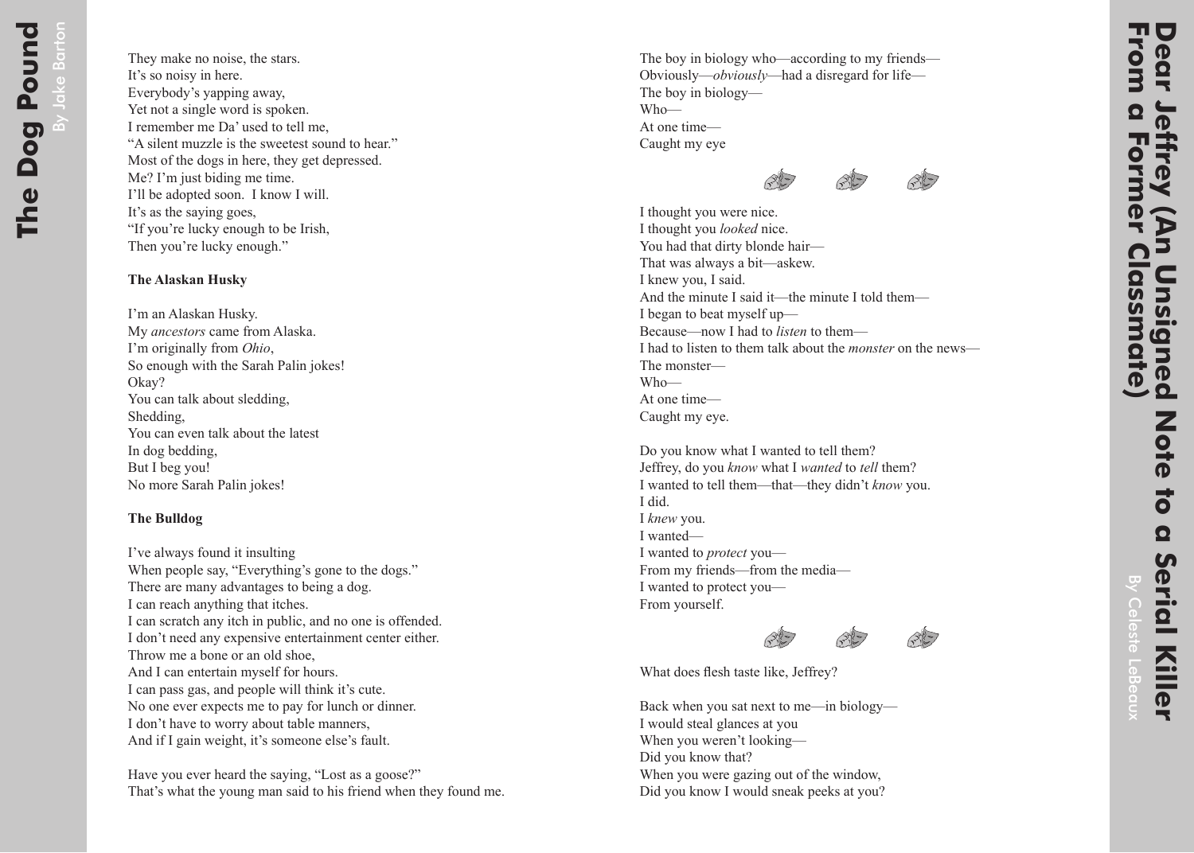# The Dog Pound

By Jake Barton

They make no noise, the stars.
It's so noisy in here.
Everybody's yapping away,
Yet not a single word is spoken.
I remember me Da' used to tell me,
"A silent muzzle is the sweetest sound to hear."
Most of the dogs in here, they get depressed.
Me? I'm just biding me time.
I'll be adopted soon. I know I will.
It's as the saying goes,
"If you're lucky enough to be Irish,
Then you're lucky enough."

**The Alaskan Husky**

I'm an Alaskan Husky.
My *ancestors* came from Alaska.
I'm originally from *Ohio*,
So enough with the Sarah Palin jokes!
Okay?
You can talk about sledding,
Shedding,
You can even talk about the latest
In dog bedding,
But I beg you!
No more Sarah Palin jokes!

**The Bulldog**

I've always found it insulting
When people say, "Everything's gone to the dogs."
There are many advantages to being a dog.
I can reach anything that itches.
I can scratch any itch in public, and no one is offended.
I don't need any expensive entertainment center either.
Throw me a bone or an old shoe,
And I can entertain myself for hours.
I can pass gas, and people will think it's cute.
No one ever expects me to pay for lunch or dinner.
I don't have to worry about table manners,
And if I gain weight, it's someone else's fault.

Have you ever heard the saying, "Lost as a goose?"
That's what the young man said to his friend when they found me.

# Dear Jeffrey (An Unsigned Note to a Serial Killer From a Former Classmate)

By Celeste LeBeaux

The boy in biology who—according to my friends—
Obviously—*obviously*—had a disregard for life—
The boy in biology—
Who—
At one time—
Caught my eye

I thought you were nice.
I thought you *looked* nice.
You had that dirty blonde hair—
That was always a bit—askew.
I knew you, I said.
And the minute I said it—the minute I told them—
I began to beat myself up—
Because—now I had to *listen* to them—
I had to listen to them talk about the *monster* on the news—
The monster—
Who—
At one time—
Caught my eye.

Do you know what I wanted to tell them?
Jeffrey, do you *know* what I *wanted* to *tell* them?
I wanted to tell them—that—they didn't *know* you.
I did.
I *knew* you.
I wanted—
I wanted to *protect* you—
From my friends—from the media—
I wanted to protect you—
From yourself.

What does flesh taste like, Jeffrey?

Back when you sat next to me—in biology—
I would steal glances at you
When you weren't looking—
Did you know that?
When you were gazing out of the window,
Did you know I would sneak peeks at you?